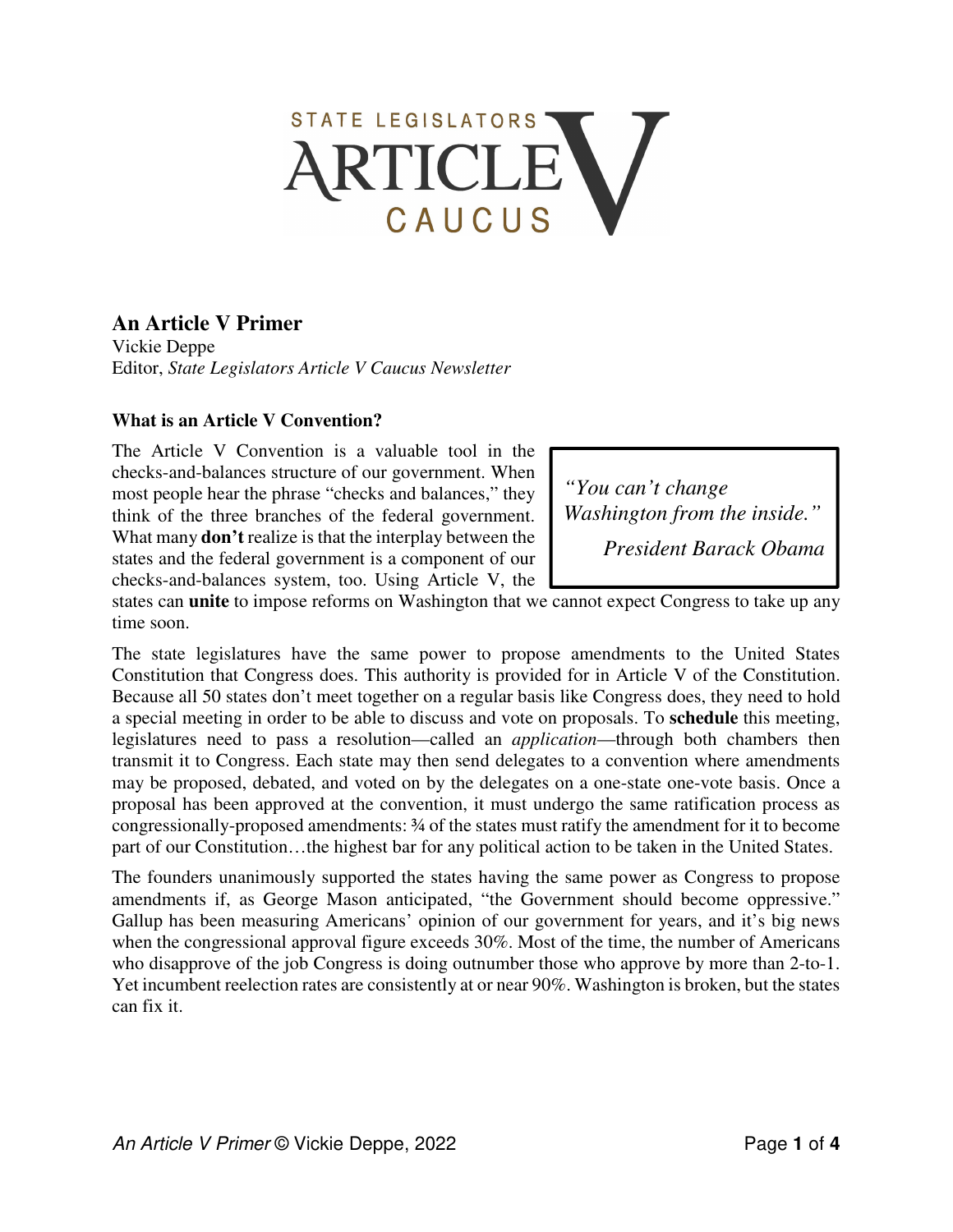STATE LEGISLATORS ARTICLE V CAUCUS

# An Article V Primer

Vickie Deppe
Editor, *State Legislators Article V Caucus Newsletter*

### What is an Article V Convention?

> *"You can't change Washington from the inside."*
>
> *President Barack Obama*

The Article V Convention is a valuable tool in the checks-and-balances structure of our government. When most people hear the phrase "checks and balances," they think of the three branches of the federal government. What many **don't** realize is that the interplay between the states and the federal government is a component of our checks-and-balances system, too. Using Article V, the states can **unite** to impose reforms on Washington that we cannot expect Congress to take up any time soon.

The state legislatures have the same power to propose amendments to the United States Constitution that Congress does. This authority is provided for in Article V of the Constitution. Because all 50 states don't meet together on a regular basis like Congress does, they need to hold a special meeting in order to be able to discuss and vote on proposals. To **schedule** this meeting, legislatures need to pass a resolution—called an *application*—through both chambers then transmit it to Congress. Each state may then send delegates to a convention where amendments may be proposed, debated, and voted on by the delegates on a one-state one-vote basis. Once a proposal has been approved at the convention, it must undergo the same ratification process as congressionally-proposed amendments: ¾ of the states must ratify the amendment for it to become part of our Constitution…the highest bar for any political action to be taken in the United States.

The founders unanimously supported the states having the same power as Congress to propose amendments if, as George Mason anticipated, "the Government should become oppressive." Gallup has been measuring Americans' opinion of our government for years, and it's big news when the congressional approval figure exceeds 30%. Most of the time, the number of Americans who disapprove of the job Congress is doing outnumber those who approve by more than 2-to-1. Yet incumbent reelection rates are consistently at or near 90%. Washington is broken, but the states can fix it.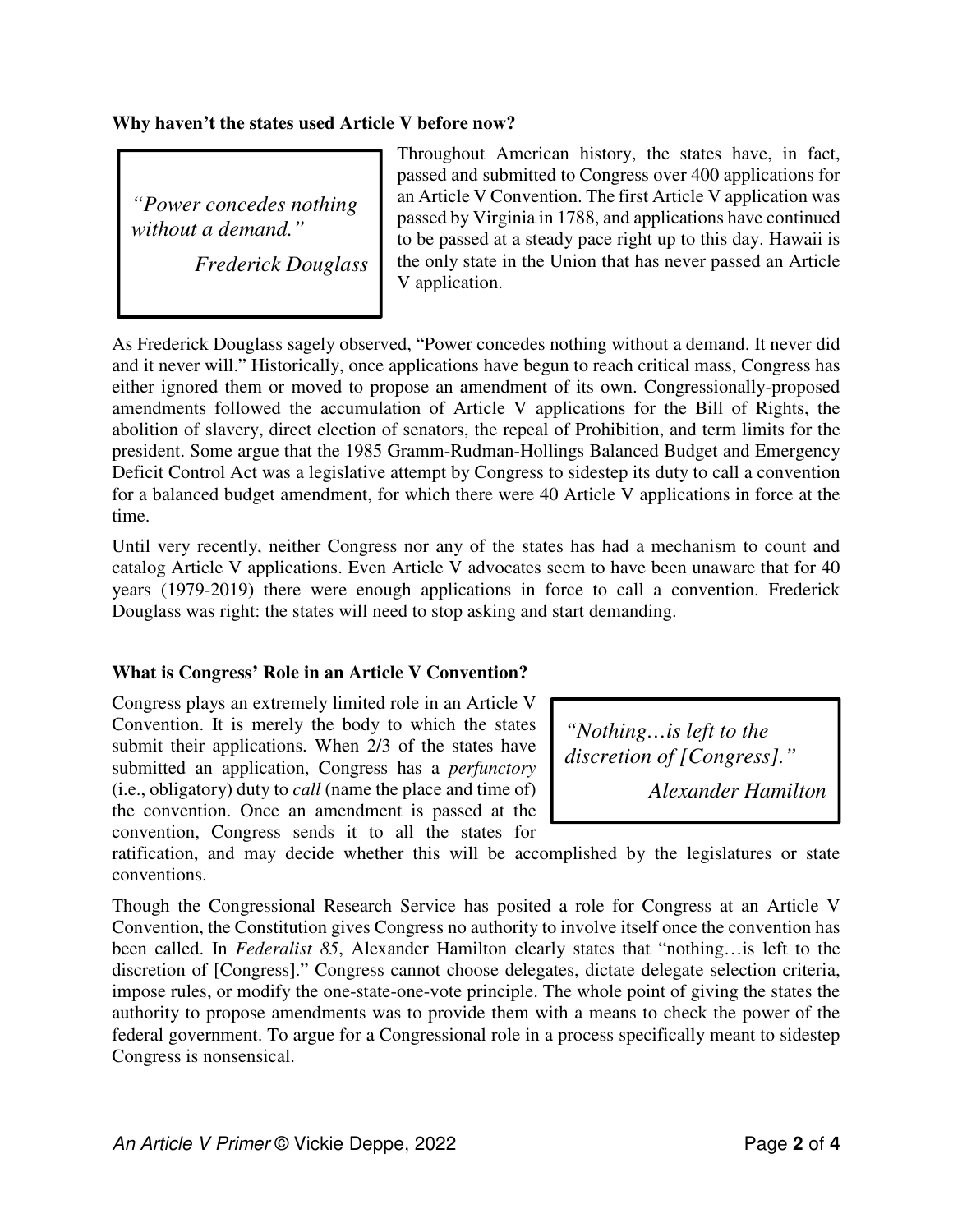**Why haven't the states used Article V before now?**

> *"Power concedes nothing without a demand."*
>
> *Frederick Douglass*

Throughout American history, the states have, in fact, passed and submitted to Congress over 400 applications for an Article V Convention. The first Article V application was passed by Virginia in 1788, and applications have continued to be passed at a steady pace right up to this day. Hawaii is the only state in the Union that has never passed an Article V application.

As Frederick Douglass sagely observed, "Power concedes nothing without a demand. It never did and it never will." Historically, once applications have begun to reach critical mass, Congress has either ignored them or moved to propose an amendment of its own. Congressionally-proposed amendments followed the accumulation of Article V applications for the Bill of Rights, the abolition of slavery, direct election of senators, the repeal of Prohibition, and term limits for the president. Some argue that the 1985 Gramm-Rudman-Hollings Balanced Budget and Emergency Deficit Control Act was a legislative attempt by Congress to sidestep its duty to call a convention for a balanced budget amendment, for which there were 40 Article V applications in force at the time.

Until very recently, neither Congress nor any of the states has had a mechanism to count and catalog Article V applications. Even Article V advocates seem to have been unaware that for 40 years (1979-2019) there were enough applications in force to call a convention. Frederick Douglass was right: the states will need to stop asking and start demanding.

**What is Congress' Role in an Article V Convention?**

> *"Nothing…is left to the discretion of [Congress]."*
>
> *Alexander Hamilton*

Congress plays an extremely limited role in an Article V Convention. It is merely the body to which the states submit their applications. When 2/3 of the states have submitted an application, Congress has a *perfunctory* (i.e., obligatory) duty to *call* (name the place and time of) the convention. Once an amendment is passed at the convention, Congress sends it to all the states for ratification, and may decide whether this will be accomplished by the legislatures or state conventions.

Though the Congressional Research Service has posited a role for Congress at an Article V Convention, the Constitution gives Congress no authority to involve itself once the convention has been called. In *Federalist 85*, Alexander Hamilton clearly states that "nothing…is left to the discretion of [Congress]." Congress cannot choose delegates, dictate delegate selection criteria, impose rules, or modify the one-state-one-vote principle. The whole point of giving the states the authority to propose amendments was to provide them with a means to check the power of the federal government. To argue for a Congressional role in a process specifically meant to sidestep Congress is nonsensical.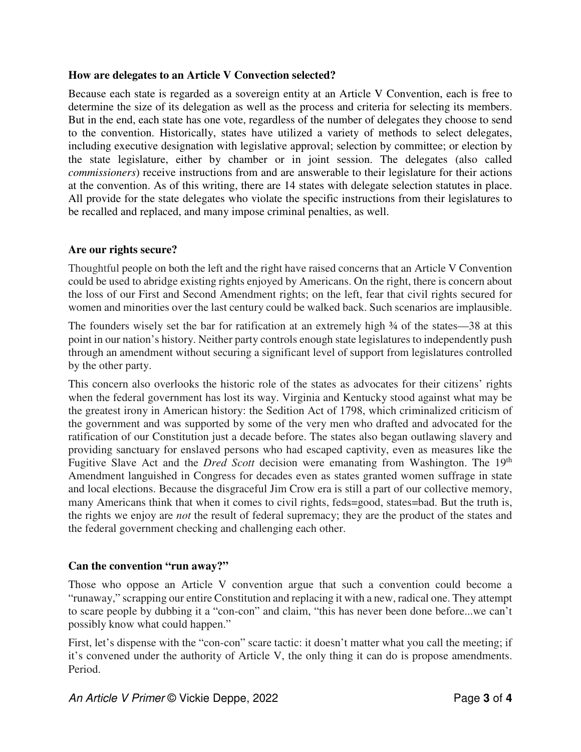### How are delegates to an Article V Convection selected?

Because each state is regarded as a sovereign entity at an Article V Convention, each is free to determine the size of its delegation as well as the process and criteria for selecting its members. But in the end, each state has one vote, regardless of the number of delegates they choose to send to the convention. Historically, states have utilized a variety of methods to select delegates, including executive designation with legislative approval; selection by committee; or election by the state legislature, either by chamber or in joint session. The delegates (also called *commissioners*) receive instructions from and are answerable to their legislature for their actions at the convention. As of this writing, there are 14 states with delegate selection statutes in place. All provide for the state delegates who violate the specific instructions from their legislatures to be recalled and replaced, and many impose criminal penalties, as well.

### Are our rights secure?

Thoughtful people on both the left and the right have raised concerns that an Article V Convention could be used to abridge existing rights enjoyed by Americans. On the right, there is concern about the loss of our First and Second Amendment rights; on the left, fear that civil rights secured for women and minorities over the last century could be walked back. Such scenarios are implausible.

The founders wisely set the bar for ratification at an extremely high ¾ of the states—38 at this point in our nation's history. Neither party controls enough state legislatures to independently push through an amendment without securing a significant level of support from legislatures controlled by the other party.

This concern also overlooks the historic role of the states as advocates for their citizens' rights when the federal government has lost its way. Virginia and Kentucky stood against what may be the greatest irony in American history: the Sedition Act of 1798, which criminalized criticism of the government and was supported by some of the very men who drafted and advocated for the ratification of our Constitution just a decade before. The states also began outlawing slavery and providing sanctuary for enslaved persons who had escaped captivity, even as measures like the Fugitive Slave Act and the *Dred Scott* decision were emanating from Washington. The 19th Amendment languished in Congress for decades even as states granted women suffrage in state and local elections. Because the disgraceful Jim Crow era is still a part of our collective memory, many Americans think that when it comes to civil rights, feds=good, states=bad. But the truth is, the rights we enjoy are *not* the result of federal supremacy; they are the product of the states and the federal government checking and challenging each other.

### Can the convention "run away?"

Those who oppose an Article V convention argue that such a convention could become a "runaway," scrapping our entire Constitution and replacing it with a new, radical one. They attempt to scare people by dubbing it a "con-con" and claim, "this has never been done before...we can't possibly know what could happen."

First, let's dispense with the "con-con" scare tactic: it doesn't matter what you call the meeting; if it's convened under the authority of Article V, the only thing it can do is propose amendments. Period.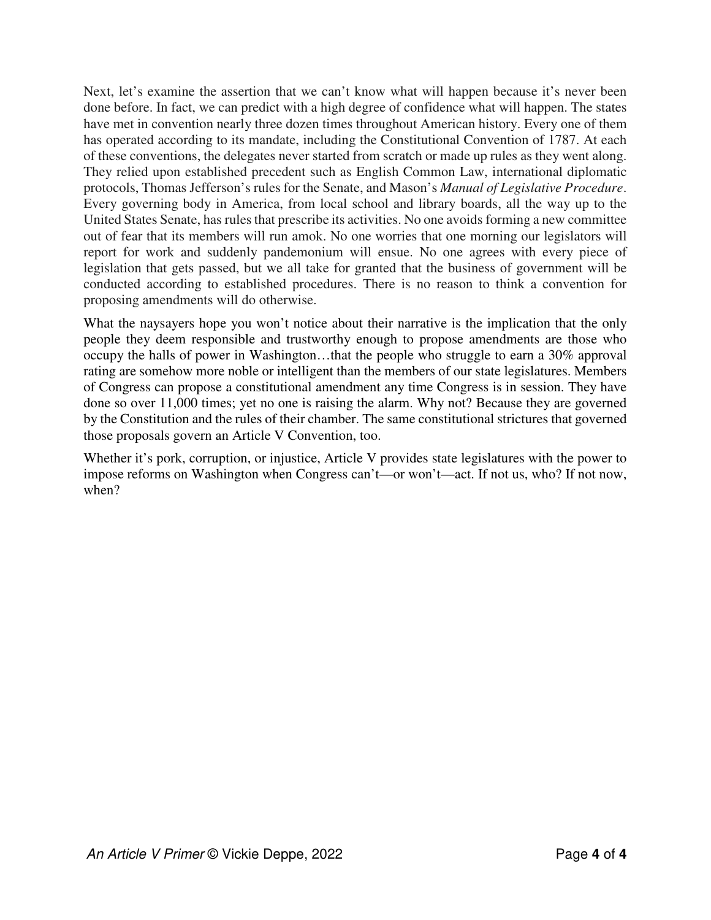Next, let's examine the assertion that we can't know what will happen because it's never been done before. In fact, we can predict with a high degree of confidence what will happen. The states have met in convention nearly three dozen times throughout American history. Every one of them has operated according to its mandate, including the Constitutional Convention of 1787. At each of these conventions, the delegates never started from scratch or made up rules as they went along. They relied upon established precedent such as English Common Law, international diplomatic protocols, Thomas Jefferson's rules for the Senate, and Mason's *Manual of Legislative Procedure*. Every governing body in America, from local school and library boards, all the way up to the United States Senate, has rules that prescribe its activities. No one avoids forming a new committee out of fear that its members will run amok. No one worries that one morning our legislators will report for work and suddenly pandemonium will ensue. No one agrees with every piece of legislation that gets passed, but we all take for granted that the business of government will be conducted according to established procedures. There is no reason to think a convention for proposing amendments will do otherwise.

What the naysayers hope you won't notice about their narrative is the implication that the only people they deem responsible and trustworthy enough to propose amendments are those who occupy the halls of power in Washington…that the people who struggle to earn a 30% approval rating are somehow more noble or intelligent than the members of our state legislatures. Members of Congress can propose a constitutional amendment any time Congress is in session. They have done so over 11,000 times; yet no one is raising the alarm. Why not? Because they are governed by the Constitution and the rules of their chamber. The same constitutional strictures that governed those proposals govern an Article V Convention, too.

Whether it's pork, corruption, or injustice, Article V provides state legislatures with the power to impose reforms on Washington when Congress can't—or won't—act. If not us, who? If not now, when?